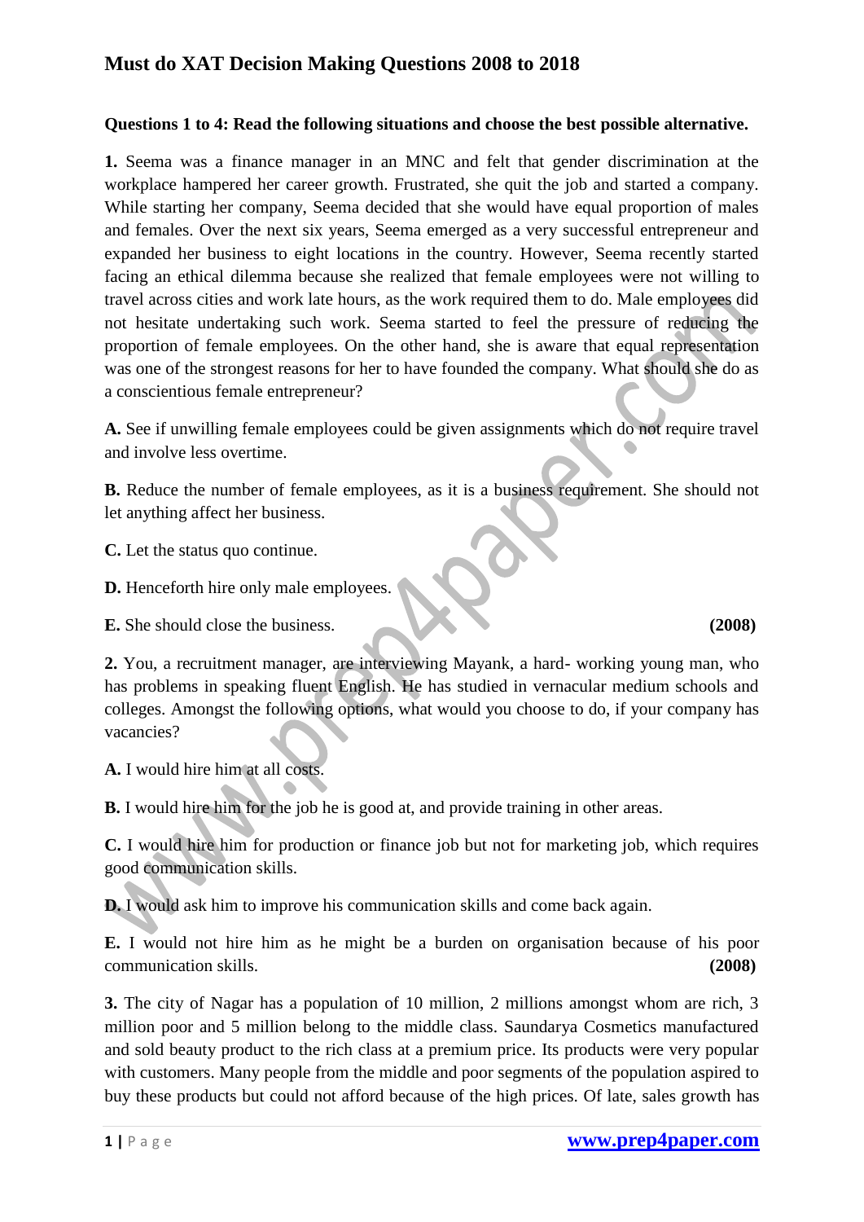# Must do XAT Decision Making Questions 2008 to 2018

**Questions 1 to 4: Read the following situations and choose the best possible alternative.**

**1.** Seema was a finance manager in an MNC and felt that gender discrimination at the workplace hampered her career growth. Frustrated, she quit the job and started a company. While starting her company, Seema decided that she would have equal proportion of males and females. Over the next six years, Seema emerged as a very successful entrepreneur and expanded her business to eight locations in the country. However, Seema recently started facing an ethical dilemma because she realized that female employees were not willing to travel across cities and work late hours, as the work required them to do. Male employees did not hesitate undertaking such work. Seema started to feel the pressure of reducing the proportion of female employees. On the other hand, she is aware that equal representation was one of the strongest reasons for her to have founded the company. What should she do as a conscientious female entrepreneur?

**A.** See if unwilling female employees could be given assignments which do not require travel and involve less overtime.

**B.** Reduce the number of female employees, as it is a business requirement. She should not let anything affect her business.

**C.** Let the status quo continue.

**D.** Henceforth hire only male employees.

**E.** She should close the business. **(2008)**

**2.** You, a recruitment manager, are interviewing Mayank, a hard- working young man, who has problems in speaking fluent English. He has studied in vernacular medium schools and colleges. Amongst the following options, what would you choose to do, if your company has vacancies?

**A.** I would hire him at all costs.

**B.** I would hire him for the job he is good at, and provide training in other areas.

**C.** I would hire him for production or finance job but not for marketing job, which requires good communication skills.

**D.** I would ask him to improve his communication skills and come back again.

**E.** I would not hire him as he might be a burden on organisation because of his poor communication skills. **(2008)**

**3.** The city of Nagar has a population of 10 million, 2 millions amongst whom are rich, 3 million poor and 5 million belong to the middle class. Saundarya Cosmetics manufactured and sold beauty product to the rich class at a premium price. Its products were very popular with customers. Many people from the middle and poor segments of the population aspired to buy these products but could not afford because of the high prices. Of late, sales growth has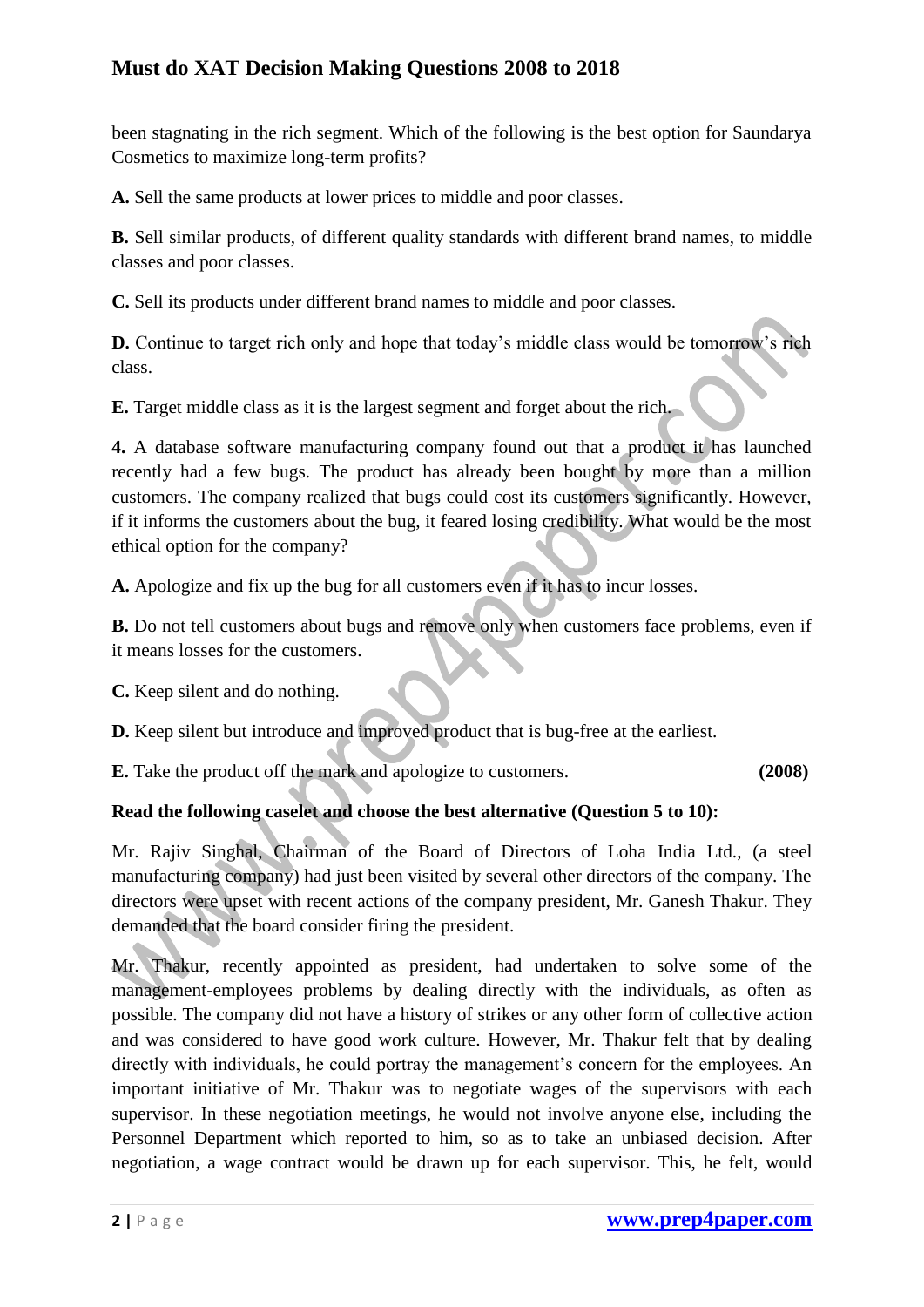been stagnating in the rich segment. Which of the following is the best option for Saundarya Cosmetics to maximize long-term profits?

**A.** Sell the same products at lower prices to middle and poor classes.

**B.** Sell similar products, of different quality standards with different brand names, to middle classes and poor classes.

**C.** Sell its products under different brand names to middle and poor classes.

**D.** Continue to target rich only and hope that today's middle class would be tomorrow's rich class.

**E.** Target middle class as it is the largest segment and forget about the rich.

**4.** A database software manufacturing company found out that a product it has launched recently had a few bugs. The product has already been bought by more than a million customers. The company realized that bugs could cost its customers significantly. However, if it informs the customers about the bug, it feared losing credibility. What would be the most ethical option for the company?

**A.** Apologize and fix up the bug for all customers even if it has to incur losses.

**B.** Do not tell customers about bugs and remove only when customers face problems, even if it means losses for the customers.

**C.** Keep silent and do nothing.

**D.** Keep silent but introduce and improved product that is bug-free at the earliest.

**E.** Take the product off the mark and apologize to customers. **(2008)**

**Read the following caselet and choose the best alternative (Question 5 to 10):**

Mr. Rajiv Singhal, Chairman of the Board of Directors of Loha India Ltd., (a steel manufacturing company) had just been visited by several other directors of the company. The directors were upset with recent actions of the company president, Mr. Ganesh Thakur. They demanded that the board consider firing the president.

Mr. Thakur, recently appointed as president, had undertaken to solve some of the management-employees problems by dealing directly with the individuals, as often as possible. The company did not have a history of strikes or any other form of collective action and was considered to have good work culture. However, Mr. Thakur felt that by dealing directly with individuals, he could portray the management's concern for the employees. An important initiative of Mr. Thakur was to negotiate wages of the supervisors with each supervisor. In these negotiation meetings, he would not involve anyone else, including the Personnel Department which reported to him, so as to take an unbiased decision. After negotiation, a wage contract would be drawn up for each supervisor. This, he felt, would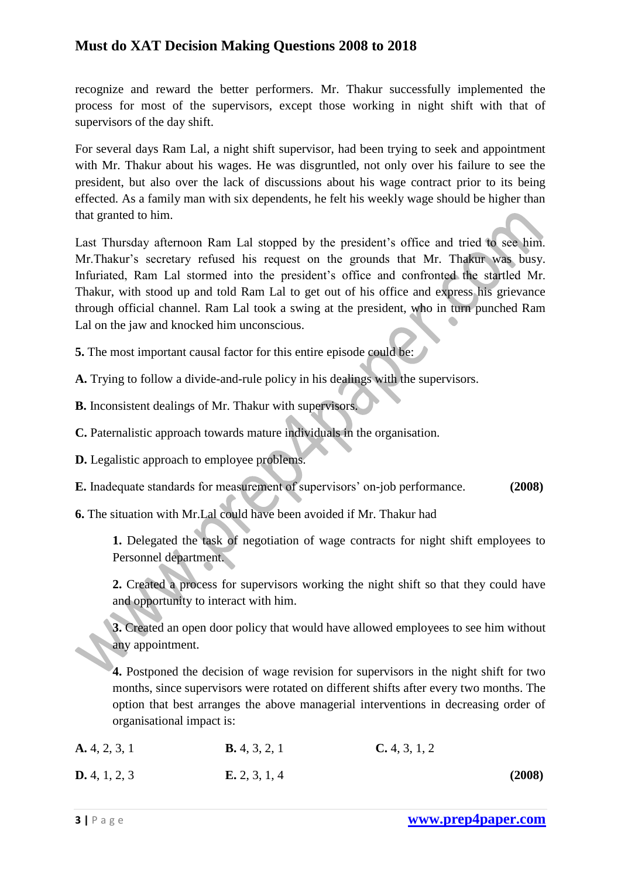recognize and reward the better performers. Mr. Thakur successfully implemented the process for most of the supervisors, except those working in night shift with that of supervisors of the day shift.

For several days Ram Lal, a night shift supervisor, had been trying to seek and appointment with Mr. Thakur about his wages. He was disgruntled, not only over his failure to see the president, but also over the lack of discussions about his wage contract prior to its being effected. As a family man with six dependents, he felt his weekly wage should be higher than that granted to him.

Last Thursday afternoon Ram Lal stopped by the president's office and tried to see him. Mr.Thakur's secretary refused his request on the grounds that Mr. Thakur was busy. Infuriated, Ram Lal stormed into the president's office and confronted the startled Mr. Thakur, with stood up and told Ram Lal to get out of his office and express his grievance through official channel. Ram Lal took a swing at the president, who in turn punched Ram Lal on the jaw and knocked him unconscious.

**5.** The most important causal factor for this entire episode could be:

**A.** Trying to follow a divide-and-rule policy in his dealings with the supervisors.

**B.** Inconsistent dealings of Mr. Thakur with supervisors.

**C.** Paternalistic approach towards mature individuals in the organisation.

**D.** Legalistic approach to employee problems.

**E.** Inadequate standards for measurement of supervisors' on-job performance. **(2008)**

**6.** The situation with Mr.Lal could have been avoided if Mr. Thakur had

> **1.** Delegated the task of negotiation of wage contracts for night shift employees to Personnel department.
>
> **2.** Created a process for supervisors working the night shift so that they could have and opportunity to interact with him.
>
> **3.** Created an open door policy that would have allowed employees to see him without any appointment.
>
> **4.** Postponed the decision of wage revision for supervisors in the night shift for two months, since supervisors were rotated on different shifts after every two months. The option that best arranges the above managerial interventions in decreasing order of organisational impact is:

**A.** 4, 2, 3, 1 **B.** 4, 3, 2, 1 **C.** 4, 3, 1, 2

**D.** 4, 1, 2, 3 **E.** 2, 3, 1, 4 **(2008)**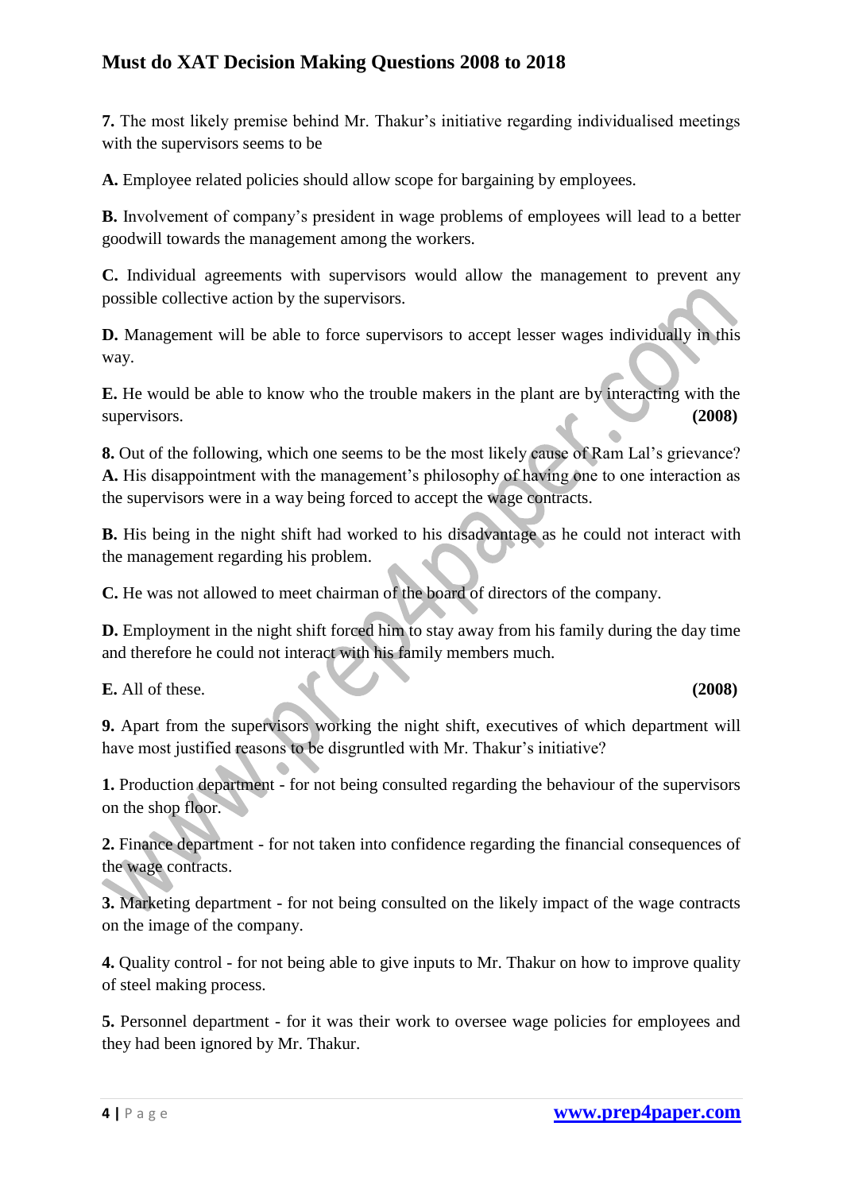**7.** The most likely premise behind Mr. Thakur's initiative regarding individualised meetings with the supervisors seems to be

**A.** Employee related policies should allow scope for bargaining by employees.

**B.** Involvement of company's president in wage problems of employees will lead to a better goodwill towards the management among the workers.

**C.** Individual agreements with supervisors would allow the management to prevent any possible collective action by the supervisors.

**D.** Management will be able to force supervisors to accept lesser wages individually in this way.

**E.** He would be able to know who the trouble makers in the plant are by interacting with the supervisors. **(2008)**

**8.** Out of the following, which one seems to be the most likely cause of Ram Lal's grievance?
**A.** His disappointment with the management's philosophy of having one to one interaction as the supervisors were in a way being forced to accept the wage contracts.

**B.** His being in the night shift had worked to his disadvantage as he could not interact with the management regarding his problem.

**C.** He was not allowed to meet chairman of the board of directors of the company.

**D.** Employment in the night shift forced him to stay away from his family during the day time and therefore he could not interact with his family members much.

**E.** All of these. **(2008)**

**9.** Apart from the supervisors working the night shift, executives of which department will have most justified reasons to be disgruntled with Mr. Thakur's initiative?

**1.** Production department - for not being consulted regarding the behaviour of the supervisors on the shop floor.

**2.** Finance department - for not taken into confidence regarding the financial consequences of the wage contracts.

**3.** Marketing department - for not being consulted on the likely impact of the wage contracts on the image of the company.

**4.** Quality control - for not being able to give inputs to Mr. Thakur on how to improve quality of steel making process.

**5.** Personnel department - for it was their work to oversee wage policies for employees and they had been ignored by Mr. Thakur.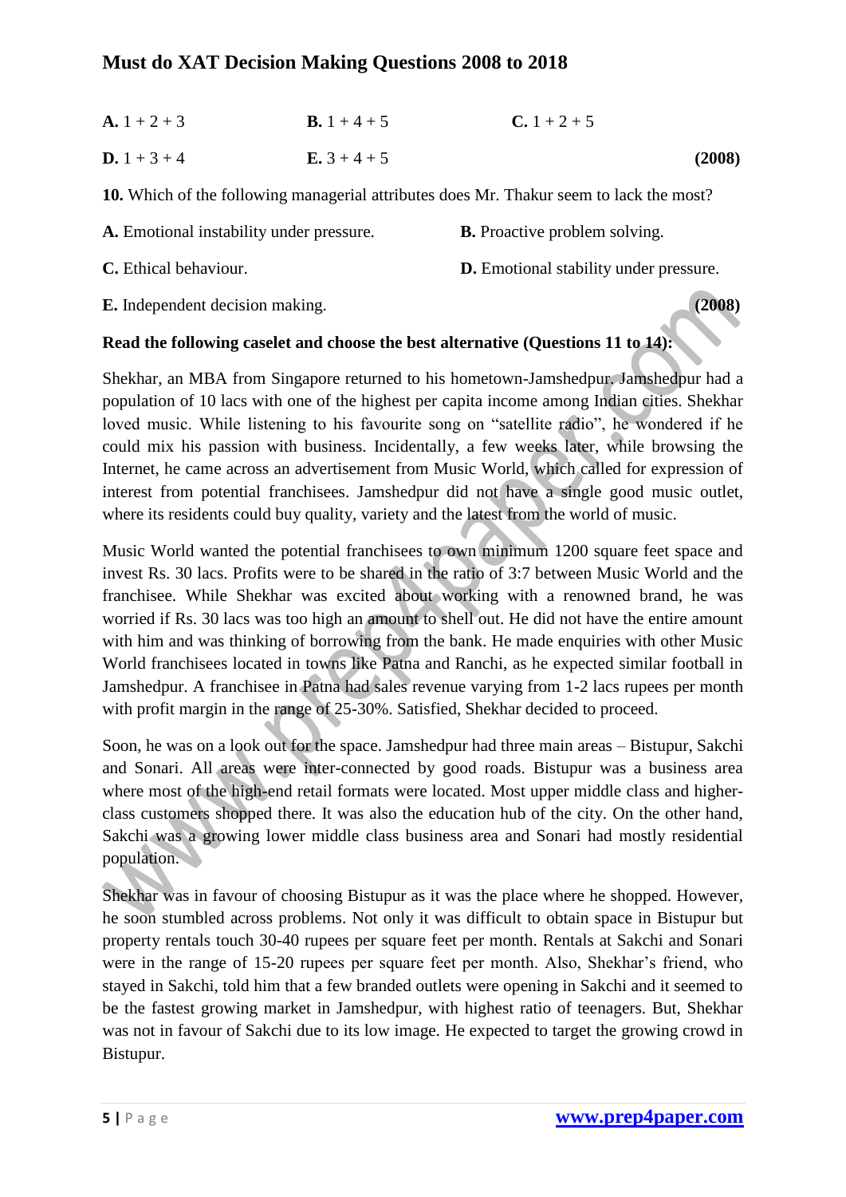**A.** 1 + 2 + 3 **B.** 1 + 4 + 5 **C.** 1 + 2 + 5

**D.** 1 + 3 + 4 **E.** 3 + 4 + 5 **(2008)**

**10.** Which of the following managerial attributes does Mr. Thakur seem to lack the most?

**A.** Emotional instability under pressure. **B.** Proactive problem solving.

**C.** Ethical behaviour. **D.** Emotional stability under pressure.

**E.** Independent decision making. **(2008)**

**Read the following caselet and choose the best alternative (Questions 11 to 14):**

Shekhar, an MBA from Singapore returned to his hometown-Jamshedpur. Jamshedpur had a population of 10 lacs with one of the highest per capita income among Indian cities. Shekhar loved music. While listening to his favourite song on "satellite radio", he wondered if he could mix his passion with business. Incidentally, a few weeks later, while browsing the Internet, he came across an advertisement from Music World, which called for expression of interest from potential franchisees. Jamshedpur did not have a single good music outlet, where its residents could buy quality, variety and the latest from the world of music.

Music World wanted the potential franchisees to own minimum 1200 square feet space and invest Rs. 30 lacs. Profits were to be shared in the ratio of 3:7 between Music World and the franchisee. While Shekhar was excited about working with a renowned brand, he was worried if Rs. 30 lacs was too high an amount to shell out. He did not have the entire amount with him and was thinking of borrowing from the bank. He made enquiries with other Music World franchisees located in towns like Patna and Ranchi, as he expected similar football in Jamshedpur. A franchisee in Patna had sales revenue varying from 1-2 lacs rupees per month with profit margin in the range of 25-30%. Satisfied, Shekhar decided to proceed.

Soon, he was on a look out for the space. Jamshedpur had three main areas – Bistupur, Sakchi and Sonari. All areas were inter-connected by good roads. Bistupur was a business area where most of the high-end retail formats were located. Most upper middle class and higher-class customers shopped there. It was also the education hub of the city. On the other hand, Sakchi was a growing lower middle class business area and Sonari had mostly residential population.

Shekhar was in favour of choosing Bistupur as it was the place where he shopped. However, he soon stumbled across problems. Not only it was difficult to obtain space in Bistupur but property rentals touch 30-40 rupees per square feet per month. Rentals at Sakchi and Sonari were in the range of 15-20 rupees per square feet per month. Also, Shekhar's friend, who stayed in Sakchi, told him that a few branded outlets were opening in Sakchi and it seemed to be the fastest growing market in Jamshedpur, with highest ratio of teenagers. But, Shekhar was not in favour of Sakchi due to its low image. He expected to target the growing crowd in Bistupur.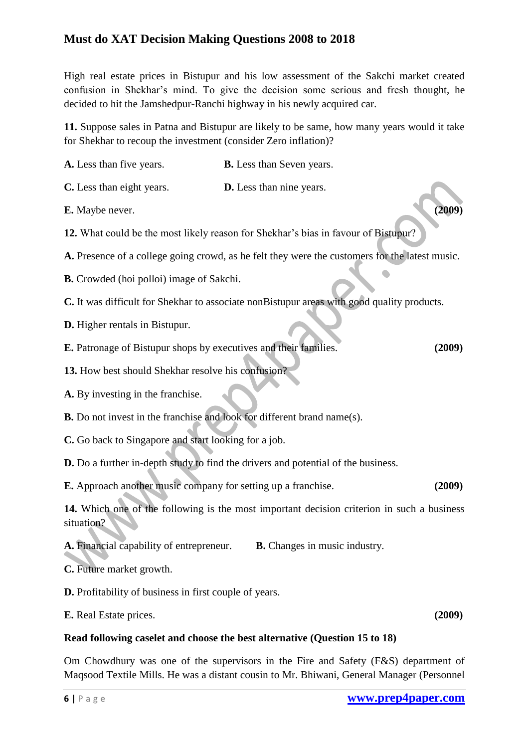High real estate prices in Bistupur and his low assessment of the Sakchi market created confusion in Shekhar's mind. To give the decision some serious and fresh thought, he decided to hit the Jamshedpur-Ranchi highway in his newly acquired car.

**11.** Suppose sales in Patna and Bistupur are likely to be same, how many years would it take for Shekhar to recoup the investment (consider Zero inflation)?

**A.** Less than five years.

**B.** Less than Seven years.

**C.** Less than eight years.

**D.** Less than nine years.

**E.** Maybe never. **(2009)**

**12.** What could be the most likely reason for Shekhar's bias in favour of Bistupur?

**A.** Presence of a college going crowd, as he felt they were the customers for the latest music.

**B.** Crowded (hoi polloi) image of Sakchi.

**C.** It was difficult for Shekhar to associate nonBistupur areas with good quality products.

**D.** Higher rentals in Bistupur.

**E.** Patronage of Bistupur shops by executives and their families. **(2009)**

**13.** How best should Shekhar resolve his confusion?

**A.** By investing in the franchise.

**B.** Do not invest in the franchise and look for different brand name(s).

**C.** Go back to Singapore and start looking for a job.

**D.** Do a further in-depth study to find the drivers and potential of the business.

**E.** Approach another music company for setting up a franchise. **(2009)**

**14.** Which one of the following is the most important decision criterion in such a business situation?

**A.** Financial capability of entrepreneur.

**B.** Changes in music industry.

**C.** Future market growth.

**D.** Profitability of business in first couple of years.

**E.** Real Estate prices. **(2009)**

**Read following caselet and choose the best alternative (Question 15 to 18)**

Om Chowdhury was one of the supervisors in the Fire and Safety (F&S) department of Maqsood Textile Mills. He was a distant cousin to Mr. Bhiwani, General Manager (Personnel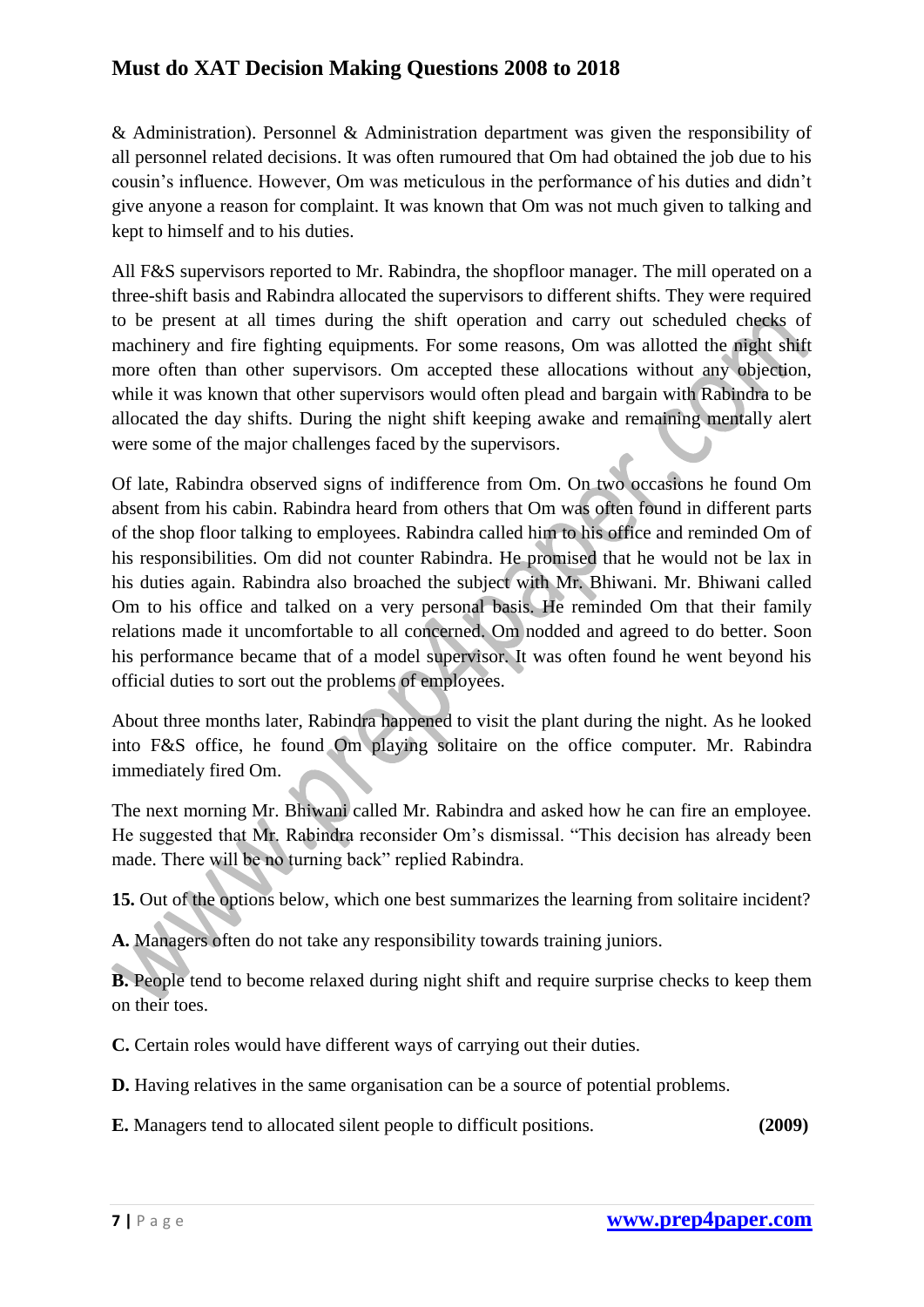& Administration). Personnel & Administration department was given the responsibility of all personnel related decisions. It was often rumoured that Om had obtained the job due to his cousin's influence. However, Om was meticulous in the performance of his duties and didn't give anyone a reason for complaint. It was known that Om was not much given to talking and kept to himself and to his duties.

All F&S supervisors reported to Mr. Rabindra, the shopfloor manager. The mill operated on a three-shift basis and Rabindra allocated the supervisors to different shifts. They were required to be present at all times during the shift operation and carry out scheduled checks of machinery and fire fighting equipments. For some reasons, Om was allotted the night shift more often than other supervisors. Om accepted these allocations without any objection, while it was known that other supervisors would often plead and bargain with Rabindra to be allocated the day shifts. During the night shift keeping awake and remaining mentally alert were some of the major challenges faced by the supervisors.

Of late, Rabindra observed signs of indifference from Om. On two occasions he found Om absent from his cabin. Rabindra heard from others that Om was often found in different parts of the shop floor talking to employees. Rabindra called him to his office and reminded Om of his responsibilities. Om did not counter Rabindra. He promised that he would not be lax in his duties again. Rabindra also broached the subject with Mr. Bhiwani. Mr. Bhiwani called Om to his office and talked on a very personal basis. He reminded Om that their family relations made it uncomfortable to all concerned. Om nodded and agreed to do better. Soon his performance became that of a model supervisor. It was often found he went beyond his official duties to sort out the problems of employees.

About three months later, Rabindra happened to visit the plant during the night. As he looked into F&S office, he found Om playing solitaire on the office computer. Mr. Rabindra immediately fired Om.

The next morning Mr. Bhiwani called Mr. Rabindra and asked how he can fire an employee. He suggested that Mr. Rabindra reconsider Om's dismissal. "This decision has already been made. There will be no turning back" replied Rabindra.

**15.** Out of the options below, which one best summarizes the learning from solitaire incident?

**A.** Managers often do not take any responsibility towards training juniors.

**B.** People tend to become relaxed during night shift and require surprise checks to keep them on their toes.

**C.** Certain roles would have different ways of carrying out their duties.

**D.** Having relatives in the same organisation can be a source of potential problems.

**E.** Managers tend to allocated silent people to difficult positions. **(2009)**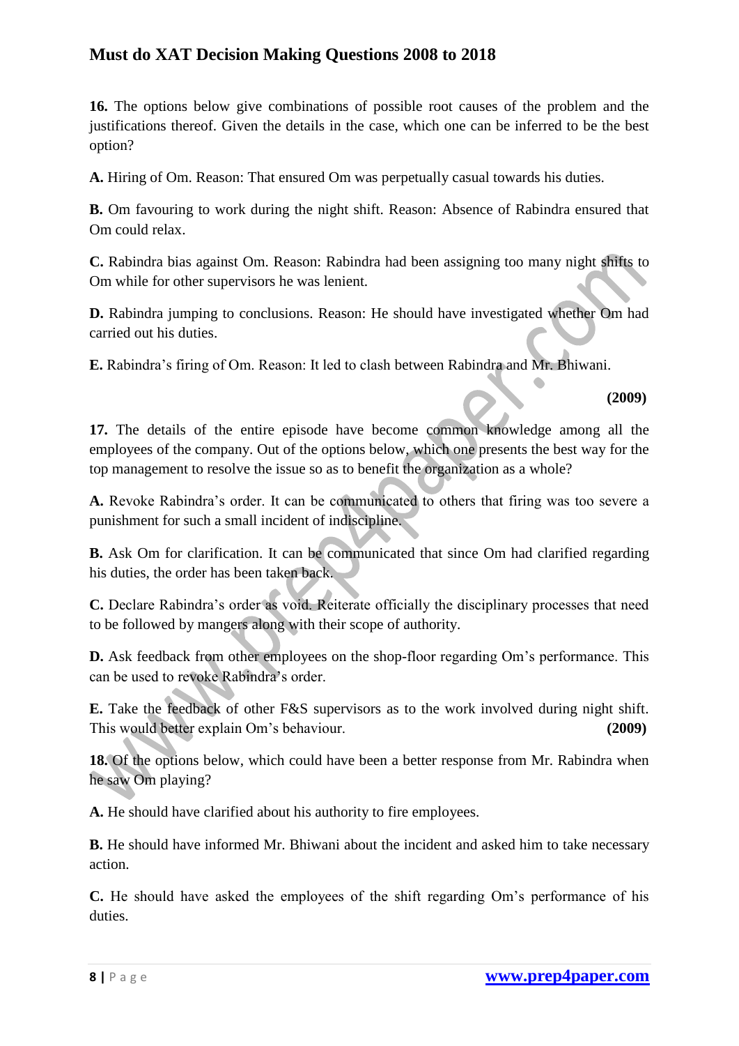**16.** The options below give combinations of possible root causes of the problem and the justifications thereof. Given the details in the case, which one can be inferred to be the best option?

**A.** Hiring of Om. Reason: That ensured Om was perpetually casual towards his duties.

**B.** Om favouring to work during the night shift. Reason: Absence of Rabindra ensured that Om could relax.

**C.** Rabindra bias against Om. Reason: Rabindra had been assigning too many night shifts to Om while for other supervisors he was lenient.

**D.** Rabindra jumping to conclusions. Reason: He should have investigated whether Om had carried out his duties.

**E.** Rabindra's firing of Om. Reason: It led to clash between Rabindra and Mr. Bhiwani.

**(2009)**

**17.** The details of the entire episode have become common knowledge among all the employees of the company. Out of the options below, which one presents the best way for the top management to resolve the issue so as to benefit the organization as a whole?

**A.** Revoke Rabindra's order. It can be communicated to others that firing was too severe a punishment for such a small incident of indiscipline.

**B.** Ask Om for clarification. It can be communicated that since Om had clarified regarding his duties, the order has been taken back.

**C.** Declare Rabindra's order as void. Reiterate officially the disciplinary processes that need to be followed by mangers along with their scope of authority.

**D.** Ask feedback from other employees on the shop-floor regarding Om's performance. This can be used to revoke Rabindra's order.

**E.** Take the feedback of other F&S supervisors as to the work involved during night shift. This would better explain Om's behaviour. **(2009)**

**18.** Of the options below, which could have been a better response from Mr. Rabindra when he saw Om playing?

**A.** He should have clarified about his authority to fire employees.

**B.** He should have informed Mr. Bhiwani about the incident and asked him to take necessary action.

**C.** He should have asked the employees of the shift regarding Om's performance of his duties.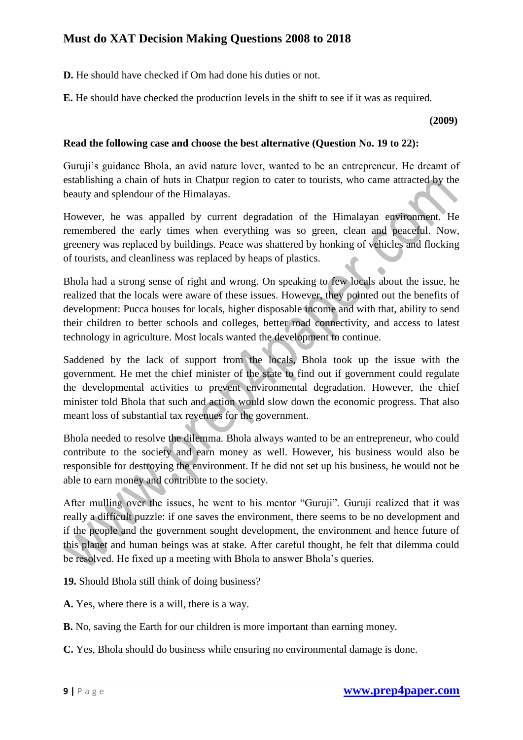**D.** He should have checked if Om had done his duties or not.

**E.** He should have checked the production levels in the shift to see if it was as required.

**(2009)**

**Read the following case and choose the best alternative (Question No. 19 to 22):**

Guruji's guidance Bhola, an avid nature lover, wanted to be an entrepreneur. He dreamt of establishing a chain of huts in Chatpur region to cater to tourists, who came attracted by the beauty and splendour of the Himalayas.

However, he was appalled by current degradation of the Himalayan environment. He remembered the early times when everything was so green, clean and peaceful. Now, greenery was replaced by buildings. Peace was shattered by honking of vehicles and flocking of tourists, and cleanliness was replaced by heaps of plastics.

Bhola had a strong sense of right and wrong. On speaking to few locals about the issue, he realized that the locals were aware of these issues. However, they pointed out the benefits of development: Pucca houses for locals, higher disposable income and with that, ability to send their children to better schools and colleges, better road connectivity, and access to latest technology in agriculture. Most locals wanted the development to continue.

Saddened by the lack of support from the locals, Bhola took up the issue with the government. He met the chief minister of the state to find out if government could regulate the developmental activities to prevent environmental degradation. However, the chief minister told Bhola that such and action would slow down the economic progress. That also meant loss of substantial tax revenues for the government.

Bhola needed to resolve the dilemma. Bhola always wanted to be an entrepreneur, who could contribute to the society and earn money as well. However, his business would also be responsible for destroying the environment. If he did not set up his business, he would not be able to earn money and contribute to the society.

After mulling over the issues, he went to his mentor "Guruji". Guruji realized that it was really a difficult puzzle: if one saves the environment, there seems to be no development and if the people and the government sought development, the environment and hence future of this planet and human beings was at stake. After careful thought, he felt that dilemma could be resolved. He fixed up a meeting with Bhola to answer Bhola's queries.

**19.** Should Bhola still think of doing business?

**A.** Yes, where there is a will, there is a way.

**B.** No, saving the Earth for our children is more important than earning money.

**C.** Yes, Bhola should do business while ensuring no environmental damage is done.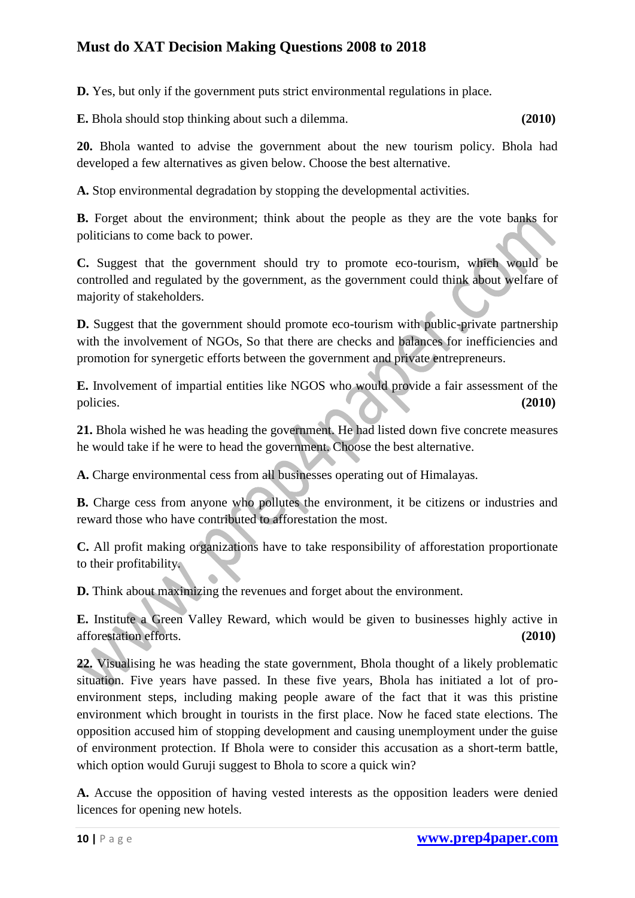**D.** Yes, but only if the government puts strict environmental regulations in place.

**E.** Bhola should stop thinking about such a dilemma. **(2010)**

**20.** Bhola wanted to advise the government about the new tourism policy. Bhola had developed a few alternatives as given below. Choose the best alternative.

**A.** Stop environmental degradation by stopping the developmental activities.

**B.** Forget about the environment; think about the people as they are the vote banks for politicians to come back to power.

**C.** Suggest that the government should try to promote eco-tourism, which would be controlled and regulated by the government, as the government could think about welfare of majority of stakeholders.

**D.** Suggest that the government should promote eco-tourism with public-private partnership with the involvement of NGOs, So that there are checks and balances for inefficiencies and promotion for synergetic efforts between the government and private entrepreneurs.

**E.** Involvement of impartial entities like NGOS who would provide a fair assessment of the policies. **(2010)**

**21.** Bhola wished he was heading the government. He had listed down five concrete measures he would take if he were to head the government. Choose the best alternative.

**A.** Charge environmental cess from all businesses operating out of Himalayas.

**B.** Charge cess from anyone who pollutes the environment, it be citizens or industries and reward those who have contributed to afforestation the most.

**C.** All profit making organizations have to take responsibility of afforestation proportionate to their profitability.

**D.** Think about maximizing the revenues and forget about the environment.

**E.** Institute a Green Valley Reward, which would be given to businesses highly active in afforestation efforts. **(2010)**

**22.** Visualising he was heading the state government, Bhola thought of a likely problematic situation. Five years have passed. In these five years, Bhola has initiated a lot of pro-environment steps, including making people aware of the fact that it was this pristine environment which brought in tourists in the first place. Now he faced state elections. The opposition accused him of stopping development and causing unemployment under the guise of environment protection. If Bhola were to consider this accusation as a short-term battle, which option would Guruji suggest to Bhola to score a quick win?

**A.** Accuse the opposition of having vested interests as the opposition leaders were denied licences for opening new hotels.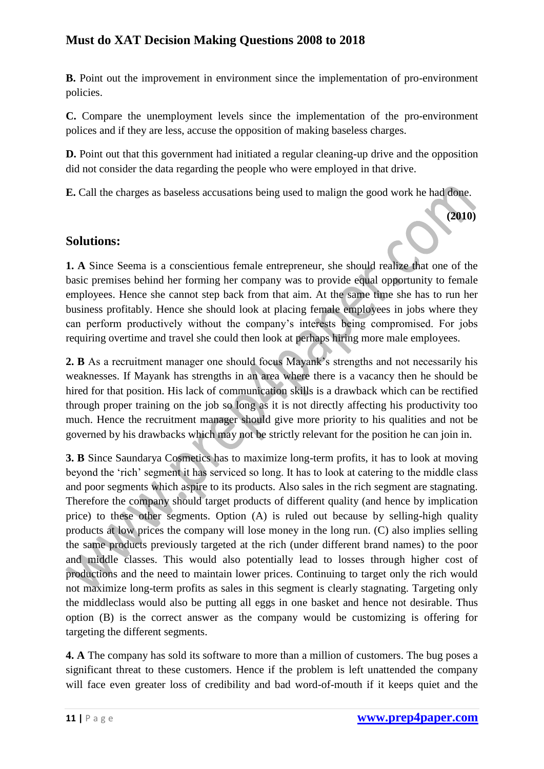**B.** Point out the improvement in environment since the implementation of pro-environment policies.

**C.** Compare the unemployment levels since the implementation of the pro-environment polices and if they are less, accuse the opposition of making baseless charges.

**D.** Point out that this government had initiated a regular cleaning-up drive and the opposition did not consider the data regarding the people who were employed in that drive.

**E.** Call the charges as baseless accusations being used to malign the good work he had done.

**(2010)**

## Solutions:

**1. A** Since Seema is a conscientious female entrepreneur, she should realize that one of the basic premises behind her forming her company was to provide equal opportunity to female employees. Hence she cannot step back from that aim. At the same time she has to run her business profitably. Hence she should look at placing female employees in jobs where they can perform productively without the company's interests being compromised. For jobs requiring overtime and travel she could then look at perhaps hiring more male employees.

**2. B** As a recruitment manager one should focus Mayank's strengths and not necessarily his weaknesses. If Mayank has strengths in an area where there is a vacancy then he should be hired for that position. His lack of communication skills is a drawback which can be rectified through proper training on the job so long as it is not directly affecting his productivity too much. Hence the recruitment manager should give more priority to his qualities and not be governed by his drawbacks which may not be strictly relevant for the position he can join in.

**3. B** Since Saundarya Cosmetics has to maximize long-term profits, it has to look at moving beyond the 'rich' segment it has serviced so long. It has to look at catering to the middle class and poor segments which aspire to its products. Also sales in the rich segment are stagnating. Therefore the company should target products of different quality (and hence by implication price) to these other segments. Option (A) is ruled out because by selling-high quality products at low prices the company will lose money in the long run. (C) also implies selling the same products previously targeted at the rich (under different brand names) to the poor and middle classes. This would also potentially lead to losses through higher cost of productions and the need to maintain lower prices. Continuing to target only the rich would not maximize long-term profits as sales in this segment is clearly stagnating. Targeting only the middleclass would also be putting all eggs in one basket and hence not desirable. Thus option (B) is the correct answer as the company would be customizing is offering for targeting the different segments.

**4. A** The company has sold its software to more than a million of customers. The bug poses a significant threat to these customers. Hence if the problem is left unattended the company will face even greater loss of credibility and bad word-of-mouth if it keeps quiet and the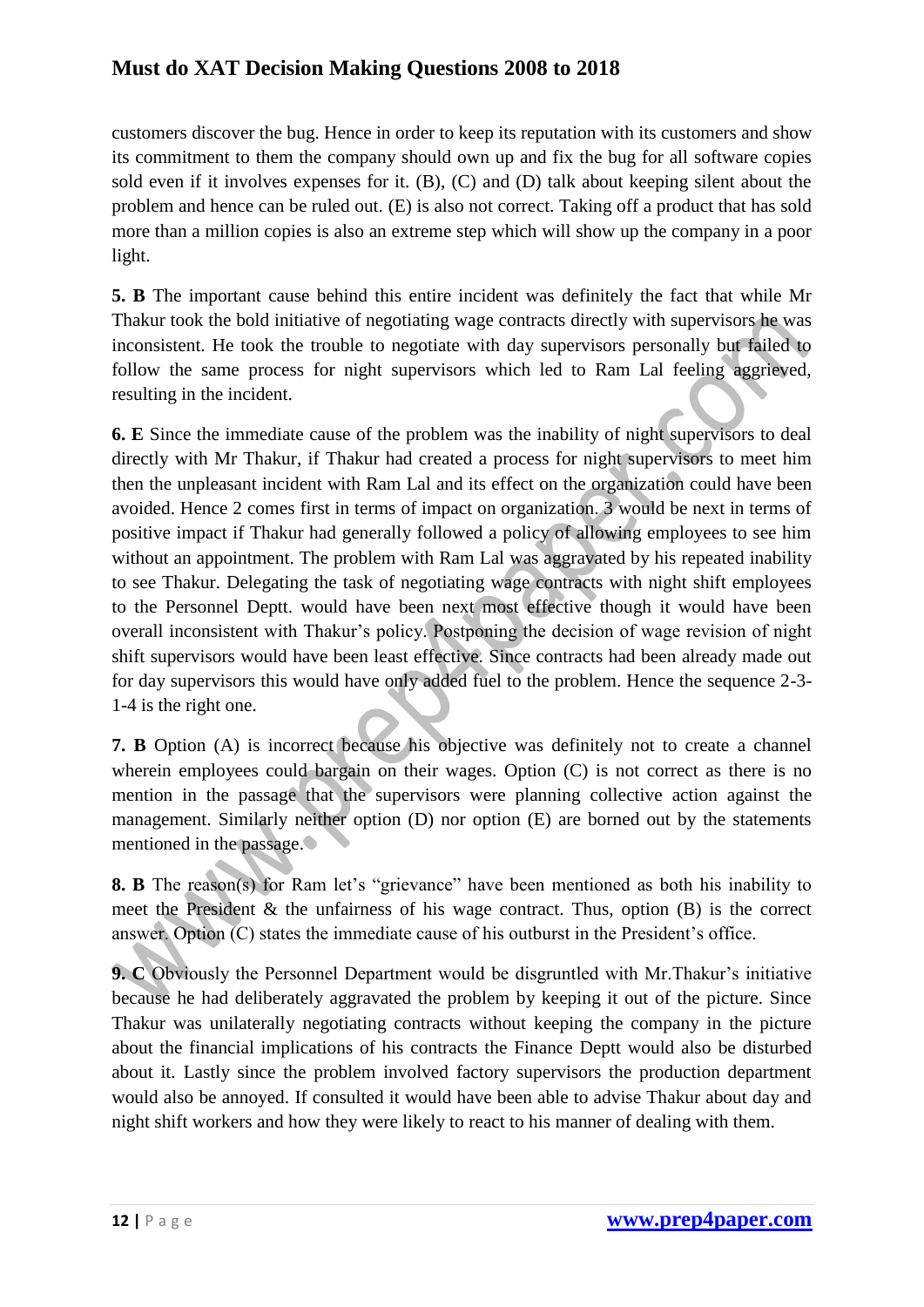customers discover the bug. Hence in order to keep its reputation with its customers and show its commitment to them the company should own up and fix the bug for all software copies sold even if it involves expenses for it. (B), (C) and (D) talk about keeping silent about the problem and hence can be ruled out. (E) is also not correct. Taking off a product that has sold more than a million copies is also an extreme step which will show up the company in a poor light.

**5. B** The important cause behind this entire incident was definitely the fact that while Mr Thakur took the bold initiative of negotiating wage contracts directly with supervisors he was inconsistent. He took the trouble to negotiate with day supervisors personally but failed to follow the same process for night supervisors which led to Ram Lal feeling aggrieved, resulting in the incident.

**6. E** Since the immediate cause of the problem was the inability of night supervisors to deal directly with Mr Thakur, if Thakur had created a process for night supervisors to meet him then the unpleasant incident with Ram Lal and its effect on the organization could have been avoided. Hence 2 comes first in terms of impact on organization. 3 would be next in terms of positive impact if Thakur had generally followed a policy of allowing employees to see him without an appointment. The problem with Ram Lal was aggravated by his repeated inability to see Thakur. Delegating the task of negotiating wage contracts with night shift employees to the Personnel Deptt. would have been next most effective though it would have been overall inconsistent with Thakur's policy. Postponing the decision of wage revision of night shift supervisors would have been least effective. Since contracts had been already made out for day supervisors this would have only added fuel to the problem. Hence the sequence 2-3-1-4 is the right one.

**7. B** Option (A) is incorrect because his objective was definitely not to create a channel wherein employees could bargain on their wages. Option (C) is not correct as there is no mention in the passage that the supervisors were planning collective action against the management. Similarly neither option (D) nor option (E) are borned out by the statements mentioned in the passage.

**8. B** The reason(s) for Ram let's "grievance" have been mentioned as both his inability to meet the President & the unfairness of his wage contract. Thus, option (B) is the correct answer. Option (C) states the immediate cause of his outburst in the President's office.

**9. C** Obviously the Personnel Department would be disgruntled with Mr.Thakur's initiative because he had deliberately aggravated the problem by keeping it out of the picture. Since Thakur was unilaterally negotiating contracts without keeping the company in the picture about the financial implications of his contracts the Finance Deptt would also be disturbed about it. Lastly since the problem involved factory supervisors the production department would also be annoyed. If consulted it would have been able to advise Thakur about day and night shift workers and how they were likely to react to his manner of dealing with them.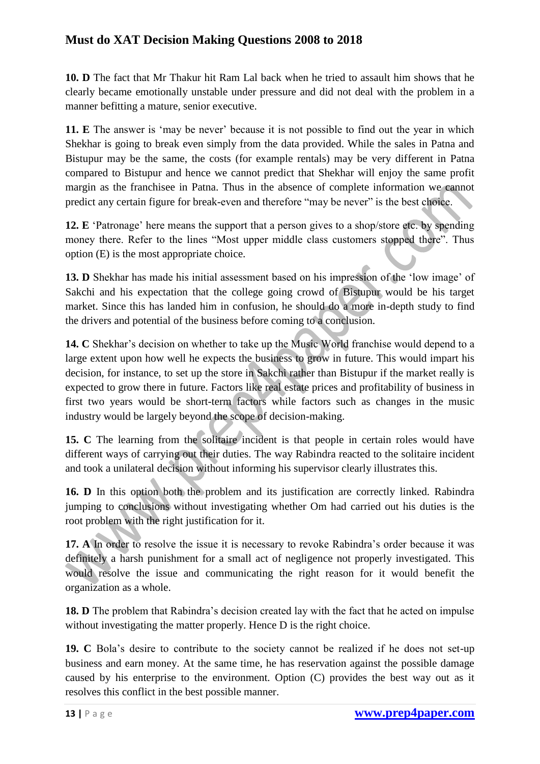**10. D** The fact that Mr Thakur hit Ram Lal back when he tried to assault him shows that he clearly became emotionally unstable under pressure and did not deal with the problem in a manner befitting a mature, senior executive.

**11. E** The answer is 'may be never' because it is not possible to find out the year in which Shekhar is going to break even simply from the data provided. While the sales in Patna and Bistupur may be the same, the costs (for example rentals) may be very different in Patna compared to Bistupur and hence we cannot predict that Shekhar will enjoy the same profit margin as the franchisee in Patna. Thus in the absence of complete information we cannot predict any certain figure for break-even and therefore "may be never" is the best choice.

**12. E** 'Patronage' here means the support that a person gives to a shop/store etc. by spending money there. Refer to the lines "Most upper middle class customers stopped there". Thus option (E) is the most appropriate choice.

**13. D** Shekhar has made his initial assessment based on his impression of the 'low image' of Sakchi and his expectation that the college going crowd of Bistupur would be his target market. Since this has landed him in confusion, he should do a more in-depth study to find the drivers and potential of the business before coming to a conclusion.

**14. C** Shekhar's decision on whether to take up the Music World franchise would depend to a large extent upon how well he expects the business to grow in future. This would impart his decision, for instance, to set up the store in Sakchi rather than Bistupur if the market really is expected to grow there in future. Factors like real estate prices and profitability of business in first two years would be short-term factors while factors such as changes in the music industry would be largely beyond the scope of decision-making.

**15. C** The learning from the solitaire incident is that people in certain roles would have different ways of carrying out their duties. The way Rabindra reacted to the solitaire incident and took a unilateral decision without informing his supervisor clearly illustrates this.

**16. D** In this option both the problem and its justification are correctly linked. Rabindra jumping to conclusions without investigating whether Om had carried out his duties is the root problem with the right justification for it.

**17. A** In order to resolve the issue it is necessary to revoke Rabindra's order because it was definitely a harsh punishment for a small act of negligence not properly investigated. This would resolve the issue and communicating the right reason for it would benefit the organization as a whole.

**18. D** The problem that Rabindra's decision created lay with the fact that he acted on impulse without investigating the matter properly. Hence D is the right choice.

**19. C** Bola's desire to contribute to the society cannot be realized if he does not set-up business and earn money. At the same time, he has reservation against the possible damage caused by his enterprise to the environment. Option (C) provides the best way out as it resolves this conflict in the best possible manner.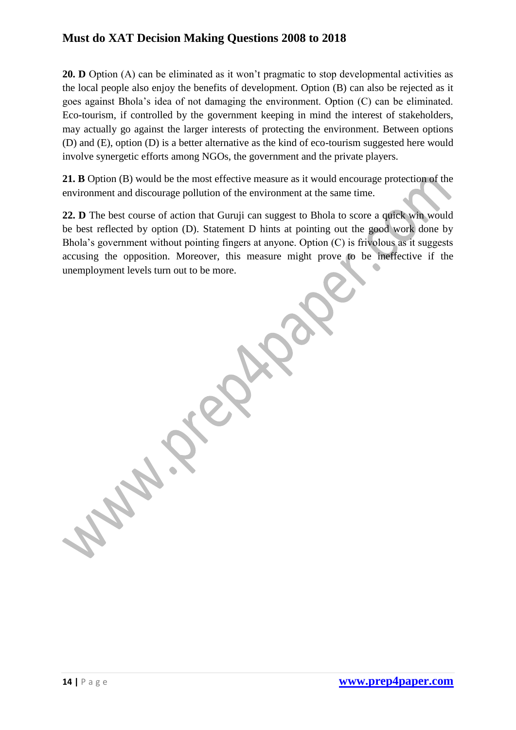**20. D** Option (A) can be eliminated as it won't pragmatic to stop developmental activities as the local people also enjoy the benefits of development. Option (B) can also be rejected as it goes against Bhola's idea of not damaging the environment. Option (C) can be eliminated. Eco-tourism, if controlled by the government keeping in mind the interest of stakeholders, may actually go against the larger interests of protecting the environment. Between options (D) and (E), option (D) is a better alternative as the kind of eco-tourism suggested here would involve synergetic efforts among NGOs, the government and the private players.

**21. B** Option (B) would be the most effective measure as it would encourage protection of the environment and discourage pollution of the environment at the same time.

**22. D** The best course of action that Guruji can suggest to Bhola to score a quick win would be best reflected by option (D). Statement D hints at pointing out the good work done by Bhola's government without pointing fingers at anyone. Option (C) is frivolous as it suggests accusing the opposition. Moreover, this measure might prove to be ineffective if the unemployment levels turn out to be more.